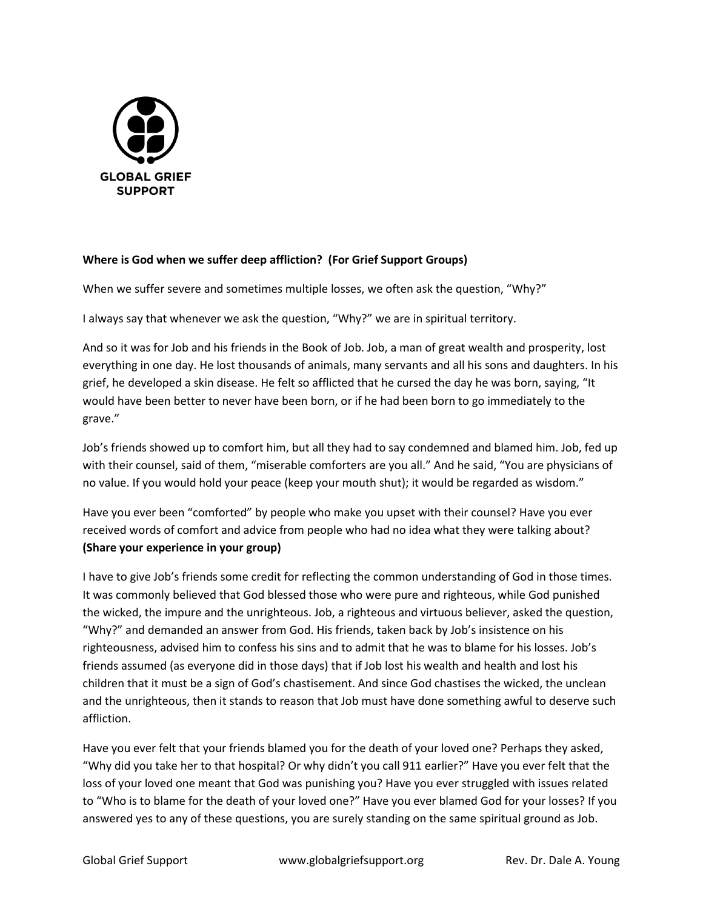GLOBAL GRIEF SUPPORT

**Where is God when we suffer deep affliction? (For Grief Support Groups)**

When we suffer severe and sometimes multiple losses, we often ask the question, "Why?"

I always say that whenever we ask the question, "Why?" we are in spiritual territory.

And so it was for Job and his friends in the Book of Job. Job, a man of great wealth and prosperity, lost everything in one day. He lost thousands of animals, many servants and all his sons and daughters. In his grief, he developed a skin disease. He felt so afflicted that he cursed the day he was born, saying, "It would have been better to never have been born, or if he had been born to go immediately to the grave."

Job's friends showed up to comfort him, but all they had to say condemned and blamed him. Job, fed up with their counsel, said of them, "miserable comforters are you all." And he said, "You are physicians of no value. If you would hold your peace (keep your mouth shut); it would be regarded as wisdom."

Have you ever been "comforted" by people who make you upset with their counsel? Have you ever received words of comfort and advice from people who had no idea what they were talking about? **(Share your experience in your group)**

I have to give Job's friends some credit for reflecting the common understanding of God in those times. It was commonly believed that God blessed those who were pure and righteous, while God punished the wicked, the impure and the unrighteous. Job, a righteous and virtuous believer, asked the question, "Why?" and demanded an answer from God. His friends, taken back by Job's insistence on his righteousness, advised him to confess his sins and to admit that he was to blame for his losses. Job's friends assumed (as everyone did in those days) that if Job lost his wealth and health and lost his children that it must be a sign of God's chastisement. And since God chastises the wicked, the unclean and the unrighteous, then it stands to reason that Job must have done something awful to deserve such affliction.

Have you ever felt that your friends blamed you for the death of your loved one? Perhaps they asked, "Why did you take her to that hospital? Or why didn't you call 911 earlier?" Have you ever felt that the loss of your loved one meant that God was punishing you? Have you ever struggled with issues related to "Who is to blame for the death of your loved one?" Have you ever blamed God for your losses? If you answered yes to any of these questions, you are surely standing on the same spiritual ground as Job.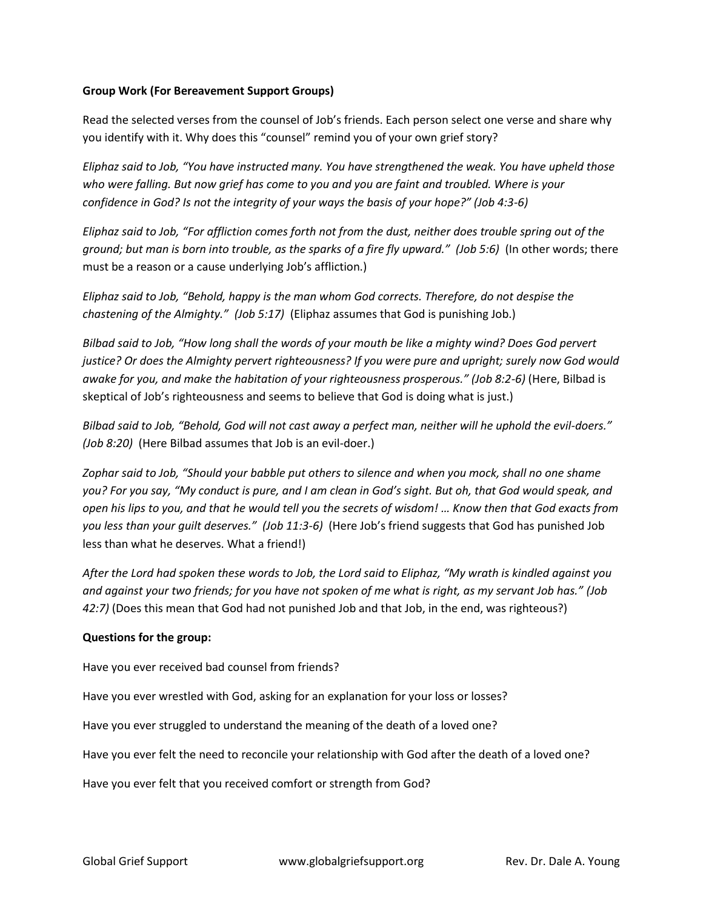**Group Work (For Bereavement Support Groups)**

Read the selected verses from the counsel of Job's friends. Each person select one verse and share why you identify with it. Why does this "counsel" remind you of your own grief story?

*Eliphaz said to Job, "You have instructed many. You have strengthened the weak. You have upheld those who were falling. But now grief has come to you and you are faint and troubled. Where is your confidence in God? Is not the integrity of your ways the basis of your hope?" (Job 4:3-6)*

*Eliphaz said to Job, "For affliction comes forth not from the dust, neither does trouble spring out of the ground; but man is born into trouble, as the sparks of a fire fly upward." (Job 5:6)* (In other words; there must be a reason or a cause underlying Job's affliction.)

*Eliphaz said to Job, "Behold, happy is the man whom God corrects. Therefore, do not despise the chastening of the Almighty." (Job 5:17)* (Eliphaz assumes that God is punishing Job.)

*Bilbad said to Job, "How long shall the words of your mouth be like a mighty wind? Does God pervert justice? Or does the Almighty pervert righteousness? If you were pure and upright; surely now God would awake for you, and make the habitation of your righteousness prosperous." (Job 8:2-6)* (Here, Bilbad is skeptical of Job's righteousness and seems to believe that God is doing what is just.)

*Bilbad said to Job, "Behold, God will not cast away a perfect man, neither will he uphold the evil-doers." (Job 8:20)* (Here Bilbad assumes that Job is an evil-doer.)

*Zophar said to Job, "Should your babble put others to silence and when you mock, shall no one shame you? For you say, "My conduct is pure, and I am clean in God's sight. But oh, that God would speak, and open his lips to you, and that he would tell you the secrets of wisdom! … Know then that God exacts from you less than your guilt deserves." (Job 11:3-6)* (Here Job's friend suggests that God has punished Job less than what he deserves. What a friend!)

*After the Lord had spoken these words to Job, the Lord said to Eliphaz, "My wrath is kindled against you and against your two friends; for you have not spoken of me what is right, as my servant Job has." (Job 42:7)* (Does this mean that God had not punished Job and that Job, in the end, was righteous?)

**Questions for the group:**

Have you ever received bad counsel from friends?

Have you ever wrestled with God, asking for an explanation for your loss or losses?

Have you ever struggled to understand the meaning of the death of a loved one?

Have you ever felt the need to reconcile your relationship with God after the death of a loved one?

Have you ever felt that you received comfort or strength from God?